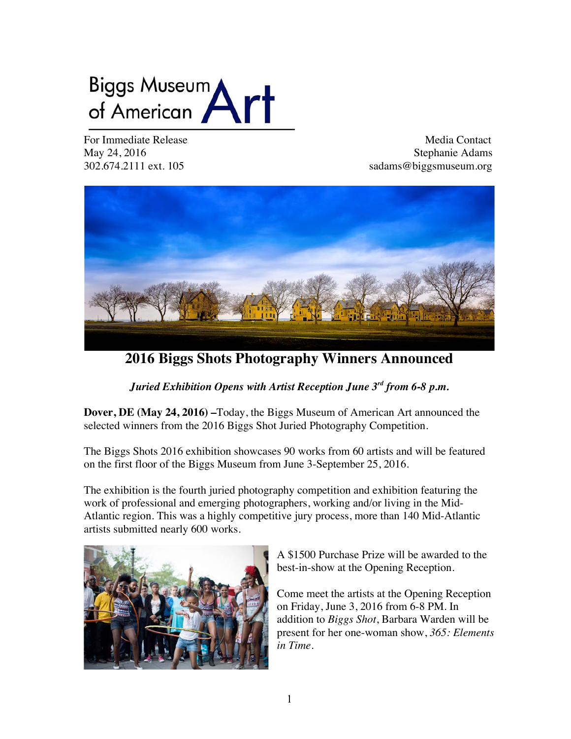Biggs Museum of American Art

For Immediate Release
May 24, 2016
302.674.2111 ext. 105

Media Contact
Stephanie Adams
sadams@biggsmuseum.org

# 2016 Biggs Shots Photography Winners Announced

***Juried Exhibition Opens with Artist Reception June 3rd from 6-8 p.m.***

**Dover, DE (May 24, 2016) –**Today, the Biggs Museum of American Art announced the selected winners from the 2016 Biggs Shot Juried Photography Competition.

The Biggs Shots 2016 exhibition showcases 90 works from 60 artists and will be featured on the first floor of the Biggs Museum from June 3-September 25, 2016.

The exhibition is the fourth juried photography competition and exhibition featuring the work of professional and emerging photographers, working and/or living in the Mid-Atlantic region. This was a highly competitive jury process, more than 140 Mid-Atlantic artists submitted nearly 600 works.

A $1500 Purchase Prize will be awarded to the best-in-show at the Opening Reception.

Come meet the artists at the Opening Reception on Friday, June 3, 2016 from 6-8 PM. In addition to *Biggs Shot*, Barbara Warden will be present for her one-woman show, *365: Elements in Time*.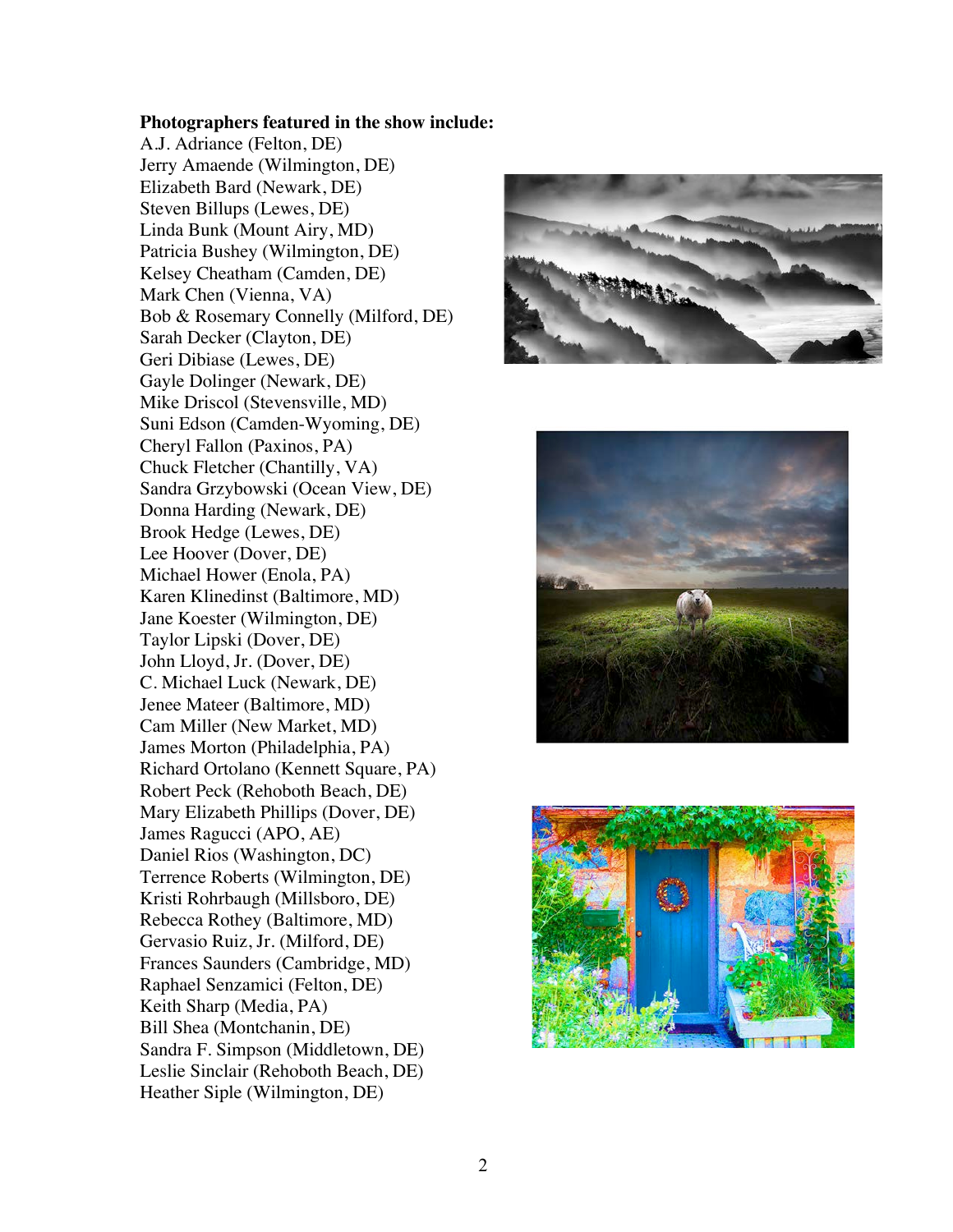**Photographers featured in the show include:**

A.J. Adriance (Felton, DE)
Jerry Amaende (Wilmington, DE)
Elizabeth Bard (Newark, DE)
Steven Billups (Lewes, DE)
Linda Bunk (Mount Airy, MD)
Patricia Bushey (Wilmington, DE)
Kelsey Cheatham (Camden, DE)
Mark Chen (Vienna, VA)
Bob & Rosemary Connelly (Milford, DE)
Sarah Decker (Clayton, DE)
Geri Dibiase (Lewes, DE)
Gayle Dolinger (Newark, DE)
Mike Driscol (Stevensville, MD)
Suni Edson (Camden-Wyoming, DE)
Cheryl Fallon (Paxinos, PA)
Chuck Fletcher (Chantilly, VA)
Sandra Grzybowski (Ocean View, DE)
Donna Harding (Newark, DE)
Brook Hedge (Lewes, DE)
Lee Hoover (Dover, DE)
Michael Hower (Enola, PA)
Karen Klinedinst (Baltimore, MD)
Jane Koester (Wilmington, DE)
Taylor Lipski (Dover, DE)
John Lloyd, Jr. (Dover, DE)
C. Michael Luck (Newark, DE)
Jenee Mateer (Baltimore, MD)
Cam Miller (New Market, MD)
James Morton (Philadelphia, PA)
Richard Ortolano (Kennett Square, PA)
Robert Peck (Rehoboth Beach, DE)
Mary Elizabeth Phillips (Dover, DE)
James Ragucci (APO, AE)
Daniel Rios (Washington, DC)
Terrence Roberts (Wilmington, DE)
Kristi Rohrbaugh (Millsboro, DE)
Rebecca Rothey (Baltimore, MD)
Gervasio Ruiz, Jr. (Milford, DE)
Frances Saunders (Cambridge, MD)
Raphael Senzamici (Felton, DE)
Keith Sharp (Media, PA)
Bill Shea (Montchanin, DE)
Sandra F. Simpson (Middletown, DE)
Leslie Sinclair (Rehoboth Beach, DE)
Heather Siple (Wilmington, DE)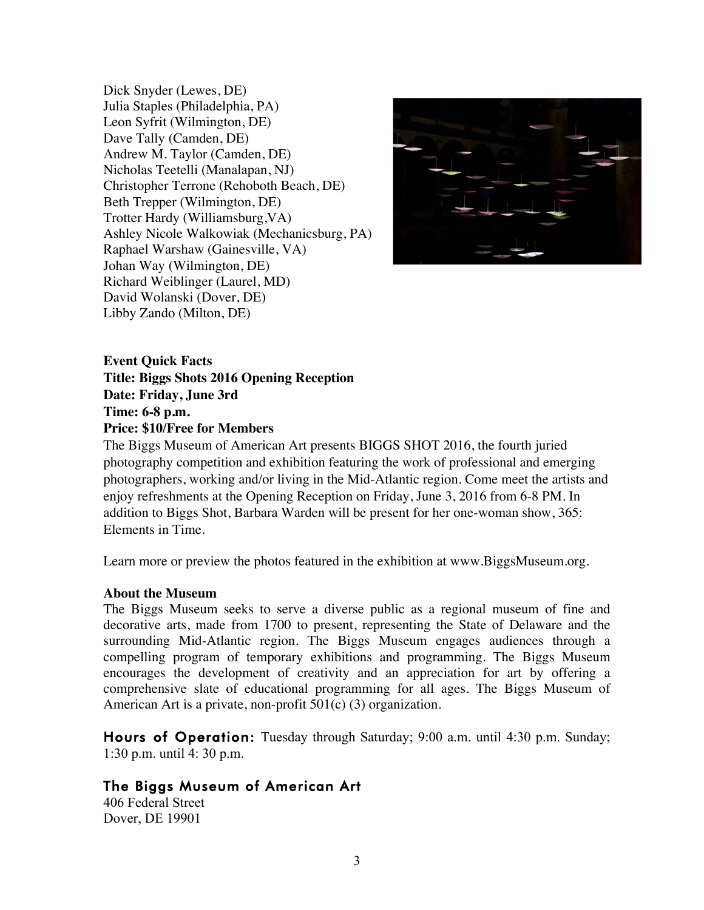Dick Snyder (Lewes, DE)
Julia Staples (Philadelphia, PA)
Leon Syfrit (Wilmington, DE)
Dave Tally (Camden, DE)
Andrew M. Taylor (Camden, DE)
Nicholas Teetelli (Manalapan, NJ)
Christopher Terrone (Rehoboth Beach, DE)
Beth Trepper (Wilmington, DE)
Trotter Hardy (Williamsburg,VA)
Ashley Nicole Walkowiak (Mechanicsburg, PA)
Raphael Warshaw (Gainesville, VA)
Johan Way (Wilmington, DE)
Richard Weiblinger (Laurel, MD)
David Wolanski (Dover, DE)
Libby Zando (Milton, DE)

**Event Quick Facts**
**Title: Biggs Shots 2016 Opening Reception**
**Date: Friday, June 3rd**
**Time: 6-8 p.m.**
**Price: $10/Free for Members**

The Biggs Museum of American Art presents BIGGS SHOT 2016, the fourth juried photography competition and exhibition featuring the work of professional and emerging photographers, working and/or living in the Mid-Atlantic region. Come meet the artists and enjoy refreshments at the Opening Reception on Friday, June 3, 2016 from 6-8 PM. In addition to Biggs Shot, Barbara Warden will be present for her one-woman show, 365: Elements in Time.

Learn more or preview the photos featured in the exhibition at www.BiggsMuseum.org.

**About the Museum**

The Biggs Museum seeks to serve a diverse public as a regional museum of fine and decorative arts, made from 1700 to present, representing the State of Delaware and the surrounding Mid-Atlantic region. The Biggs Museum engages audiences through a compelling program of temporary exhibitions and programming. The Biggs Museum encourages the development of creativity and an appreciation for art by offering a comprehensive slate of educational programming for all ages. The Biggs Museum of American Art is a private, non-profit 501(c) (3) organization.

**Hours of Operation:** Tuesday through Saturday; 9:00 a.m. until 4:30 p.m. Sunday; 1:30 p.m. until 4: 30 p.m.

## The Biggs Museum of American Art

406 Federal Street
Dover, DE 19901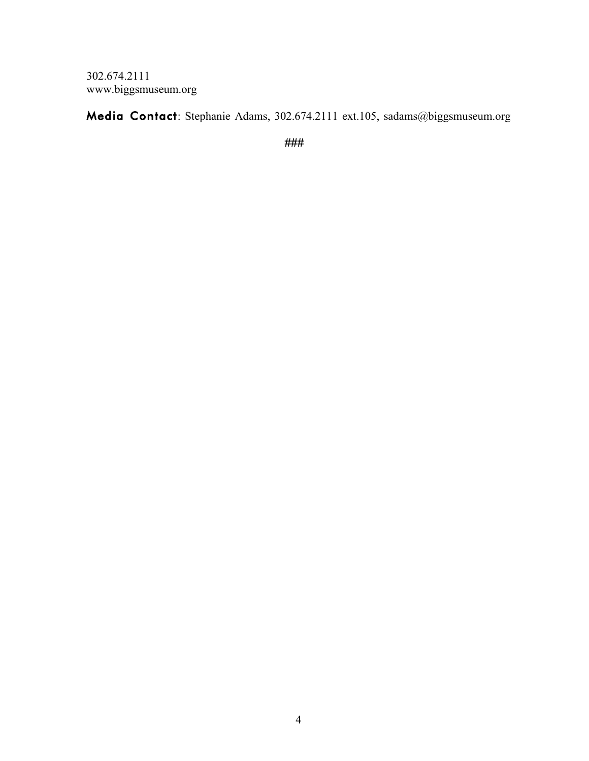302.674.2111
www.biggsmuseum.org

**Media Contact**: Stephanie Adams, 302.674.2111 ext.105, sadams@biggsmuseum.org

###